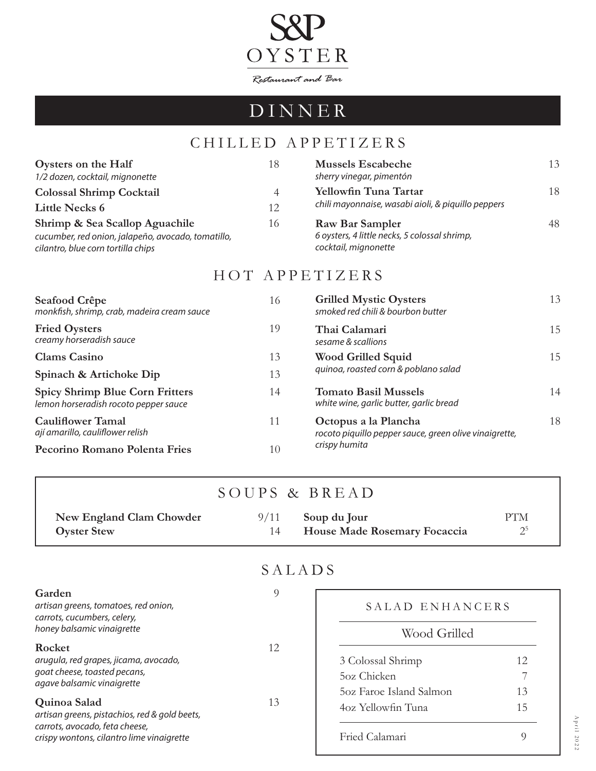# S&P OYSTER

*Restaurant and Bar*

## DINNER

### CHILLED APPETIZERS

**Oysters on the Half** 18
*1/2 dozen, cocktail, mignonette*

**Colossal Shrimp Cocktail** 4

**Little Necks 6** 12

**Shrimp & Sea Scallop Aguachile** 16
*cucumber, red onion, jalapeño, avocado, tomatillo, cilantro, blue corn tortilla chips*

**Mussels Escabeche** 13
*sherry vinegar, pimentón*

**Yellowfin Tuna Tartar** 18
*chili mayonnaise, wasabi aioli, & piquillo peppers*

**Raw Bar Sampler** 48
*6 oysters, 4 little necks, 5 colossal shrimp, cocktail, mignonette*

### HOT APPETIZERS

**Seafood Crêpe** 16
*monkfish, shrimp, crab, madeira cream sauce*

**Fried Oysters** 19
*creamy horseradish sauce*

**Clams Casino** 13

**Spinach & Artichoke Dip** 13

**Spicy Shrimp Blue Corn Fritters** 14
*lemon horseradish rocoto pepper sauce*

**Cauliflower Tamal** 11
*ají amarillo, cauliflower relish*

**Pecorino Romano Polenta Fries** 10

**Grilled Mystic Oysters** 13
*smoked red chili & bourbon butter*

**Thai Calamari** 15
*sesame & scallions*

**Wood Grilled Squid** 15
*quinoa, roasted corn & poblano salad*

**Tomato Basil Mussels** 14
*white wine, garlic butter, garlic bread*

**Octopus a la Plancha** 18
*rocoto piquillo pepper sauce, green olive vinaigrette, crispy humita*

### SOUPS & BREAD

**New England Clam Chowder** 9/11

**Oyster Stew** 14

**Soup du Jour** PTM

**House Made Rosemary Focaccia** 2.5

### SALADS

**Garden** 9
*artisan greens, tomatoes, red onion, carrots, cucumbers, celery, honey balsamic vinaigrette*

**Rocket** 12
*arugula, red grapes, jicama, avocado, goat cheese, toasted pecans, agave balsamic vinaigrette*

**Quinoa Salad** 13
*artisan greens, pistachios, red & gold beets, carrots, avocado, feta cheese, crispy wontons, cilantro lime vinaigrette*

#### SALAD ENHANCERS

Wood Grilled

| Item | Price |
|---|---|
| 3 Colossal Shrimp | 12 |
| 5oz Chicken | 7 |
| 5oz Faroe Island Salmon | 13 |
| 4oz Yellowfin Tuna | 15 |
| Fried Calamari | 9 |

April 2022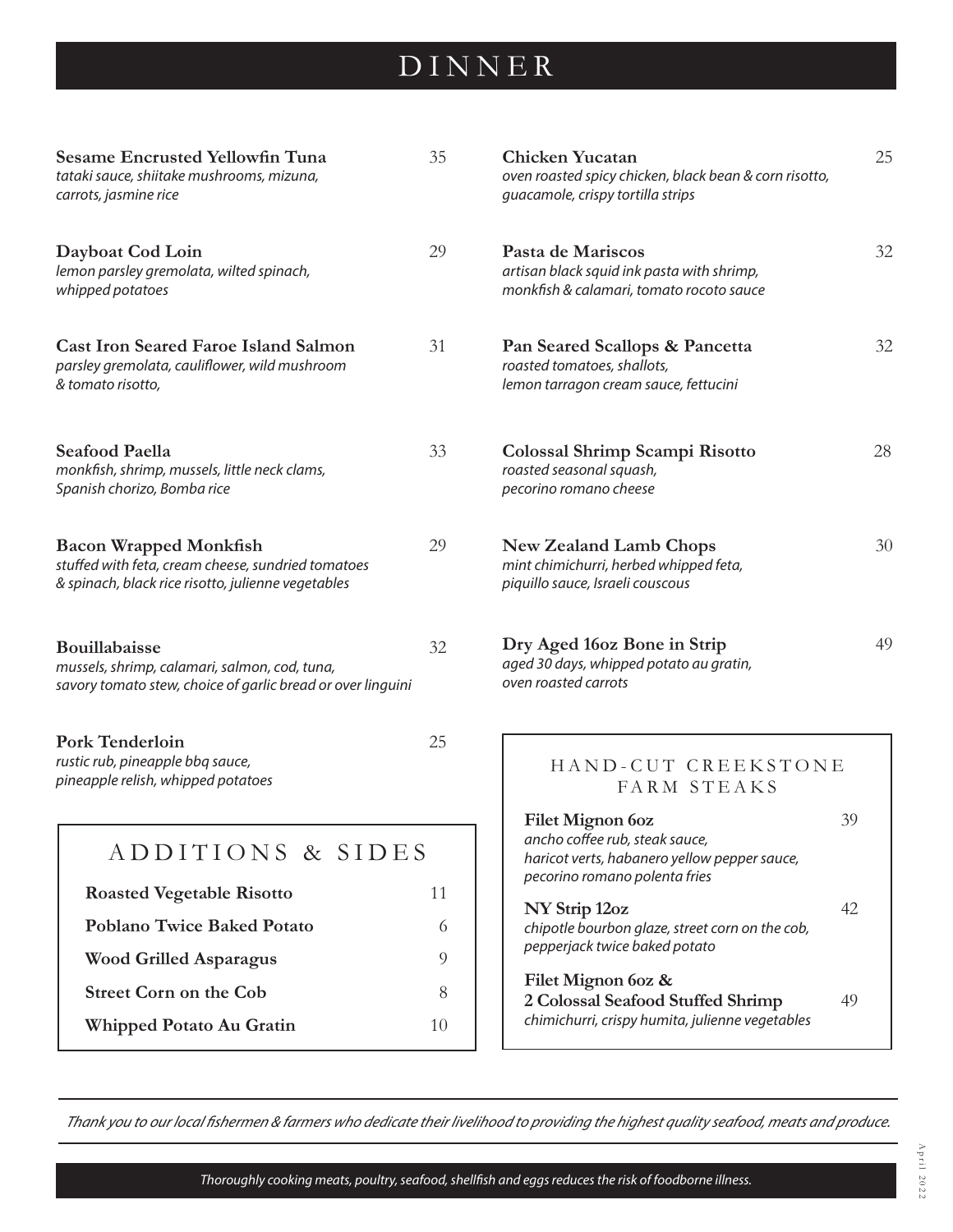# DINNER

**Sesame Encrusted Yellowfin Tuna** 35
*tataki sauce, shiitake mushrooms, mizuna, carrots, jasmine rice*

**Dayboat Cod Loin** 29
*lemon parsley gremolata, wilted spinach, whipped potatoes*

**Cast Iron Seared Faroe Island Salmon** 31
*parsley gremolata, cauliflower, wild mushroom & tomato risotto,*

**Seafood Paella** 33
*monkfish, shrimp, mussels, little neck clams, Spanish chorizo, Bomba rice*

**Bacon Wrapped Monkfish** 29
*stuffed with feta, cream cheese, sundried tomatoes & spinach, black rice risotto, julienne vegetables*

**Bouillabaisse** 32
*mussels, shrimp, calamari, salmon, cod, tuna, savory tomato stew, choice of garlic bread or over linguini*

**Pork Tenderloin** 25
*rustic rub, pineapple bbq sauce, pineapple relish, whipped potatoes*

## ADDITIONS & SIDES

| | |
|---|---|
| **Roasted Vegetable Risotto** | 11 |
| **Poblano Twice Baked Potato** | 6 |
| **Wood Grilled Asparagus** | 9 |
| **Street Corn on the Cob** | 8 |
| **Whipped Potato Au Gratin** | 10 |

**Chicken Yucatan** 25
*oven roasted spicy chicken, black bean & corn risotto, guacamole, crispy tortilla strips*

**Pasta de Mariscos** 32
*artisan black squid ink pasta with shrimp, monkfish & calamari, tomato rocoto sauce*

**Pan Seared Scallops & Pancetta** 32
*roasted tomatoes, shallots, lemon tarragon cream sauce, fettucini*

**Colossal Shrimp Scampi Risotto** 28
*roasted seasonal squash, pecorino romano cheese*

**New Zealand Lamb Chops** 30
*mint chimichurri, herbed whipped feta, piquillo sauce, Israeli couscous*

**Dry Aged 16oz Bone in Strip** 49
*aged 30 days, whipped potato au gratin, oven roasted carrots*

## HAND-CUT CREEKSTONE FARM STEAKS

**Filet Mignon 6oz** 39
*ancho coffee rub, steak sauce, haricot verts, habanero yellow pepper sauce, pecorino romano polenta fries*

**NY Strip 12oz** 42
*chipotle bourbon glaze, street corn on the cob, pepperjack twice baked potato*

**Filet Mignon 6oz & 2 Colossal Seafood Stuffed Shrimp** 49
*chimichurri, crispy humita, julienne vegetables*

*Thank you to our local fishermen & farmers who dedicate their livelihood to providing the highest quality seafood, meats and produce.*

*Thoroughly cooking meats, poultry, seafood, shellfish and eggs reduces the risk of foodborne illness.*

April 2022